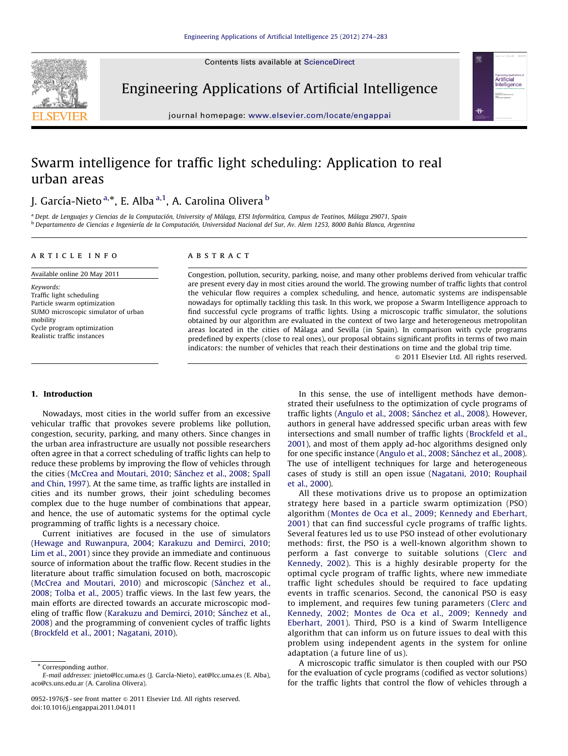# Swarm intelligence for traffic light scheduling: Application to real urban areas

J. García-Nieto [a,*], E. Alba [a,1], A. Carolina Olivera [b]

[a] Dept. de Lenguajes y Ciencias de la Computación, University of Málaga, ETSI Informática, Campus de Teatinos, Málaga 29071, Spain

[b] Departamento de Ciencias e Ingeniería de la Computación, Universidad Nacional del Sur, Av. Alem 1253, 8000 Bahía Blanca, Argentina

## ARTICLE INFO

Available online 20 May 2011

*Keywords:*
Traffic light scheduling
Particle swarm optimization
SUMO microscopic simulator of urban mobility
Cycle program optimization
Realistic traffic instances

## ABSTRACT

Congestion, pollution, security, parking, noise, and many other problems derived from vehicular traffic are present every day in most cities around the world. The growing number of traffic lights that control the vehicular flow requires a complex scheduling, and hence, automatic systems are indispensable nowadays for optimally tackling this task. In this work, we propose a Swarm Intelligence approach to find successful cycle programs of traffic lights. Using a microscopic traffic simulator, the solutions obtained by our algorithm are evaluated in the context of two large and heterogeneous metropolitan areas located in the cities of Málaga and Sevilla (in Spain). In comparison with cycle programs predefined by experts (close to real ones), our proposal obtains significant profits in terms of two main indicators: the number of vehicles that reach their destinations on time and the global trip time.

© 2011 Elsevier Ltd. All rights reserved.

## 1. Introduction

Nowadays, most cities in the world suffer from an excessive vehicular traffic that provokes severe problems like pollution, congestion, security, parking, and many others. Since changes in the urban area infrastructure are usually not possible researchers often agree in that a correct scheduling of traffic lights can help to reduce these problems by improving the flow of vehicles through the cities (McCrea and Moutari, 2010; Sánchez et al., 2008; Spall and Chin, 1997). At the same time, as traffic lights are installed in cities and its number grows, their joint scheduling becomes complex due to the huge number of combinations that appear, and hence, the use of automatic systems for the optimal cycle programming of traffic lights is a necessary choice.

Current initiatives are focused in the use of simulators (Hewage and Ruwanpura, 2004; Karakuzu and Demirci, 2010; Lim et al., 2001) since they provide an immediate and continuous source of information about the traffic flow. Recent studies in the literature about traffic simulation focused on both, macroscopic (McCrea and Moutari, 2010) and microscopic (Sánchez et al., 2008; Tolba et al., 2005) traffic views. In the last few years, the main efforts are directed towards an accurate microscopic modeling of traffic flow (Karakuzu and Demirci, 2010; Sánchez et al., 2008) and the programming of convenient cycles of traffic lights (Brockfeld et al., 2001; Nagatani, 2010).

In this sense, the use of intelligent methods have demonstrated their usefulness to the optimization of cycle programs of traffic lights (Angulo et al., 2008; Sánchez et al., 2008). However, authors in general have addressed specific urban areas with few intersections and small number of traffic lights (Brockfeld et al., 2001), and most of them apply ad-hoc algorithms designed only for one specific instance (Angulo et al., 2008; Sánchez et al., 2008). The use of intelligent techniques for large and heterogeneous cases of study is still an open issue (Nagatani, 2010; Rouphail et al., 2000).

All these motivations drive us to propose an optimization strategy here based in a particle swarm optimization (PSO) algorithm (Montes de Oca et al., 2009; Kennedy and Eberhart, 2001) that can find successful cycle programs of traffic lights. Several features led us to use PSO instead of other evolutionary methods: first, the PSO is a well-known algorithm shown to perform a fast converge to suitable solutions (Clerc and Kennedy, 2002). This is a highly desirable property for the optimal cycle program of traffic lights, where new immediate traffic light schedules should be required to face updating events in traffic scenarios. Second, the canonical PSO is easy to implement, and requires few tuning parameters (Clerc and Kennedy, 2002; Montes de Oca et al., 2009; Kennedy and Eberhart, 2001). Third, PSO is a kind of Swarm Intelligence algorithm that can inform us on future issues to deal with this problem using independent agents in the system for online adaptation (a future line of us).

A microscopic traffic simulator is then coupled with our PSO for the evaluation of cycle programs (codified as vector solutions) for the traffic lights that control the flow of vehicles through a

---

* Corresponding author.
*E-mail addresses:* jnieto@lcc.uma.es (J. García-Nieto), eat@lcc.uma.es (E. Alba), aco@cs.uns.edu.ar (A. Carolina Olivera).

0952-1976/$ - see front matter © 2011 Elsevier Ltd. All rights reserved.
doi:10.1016/j.engappai.2011.04.011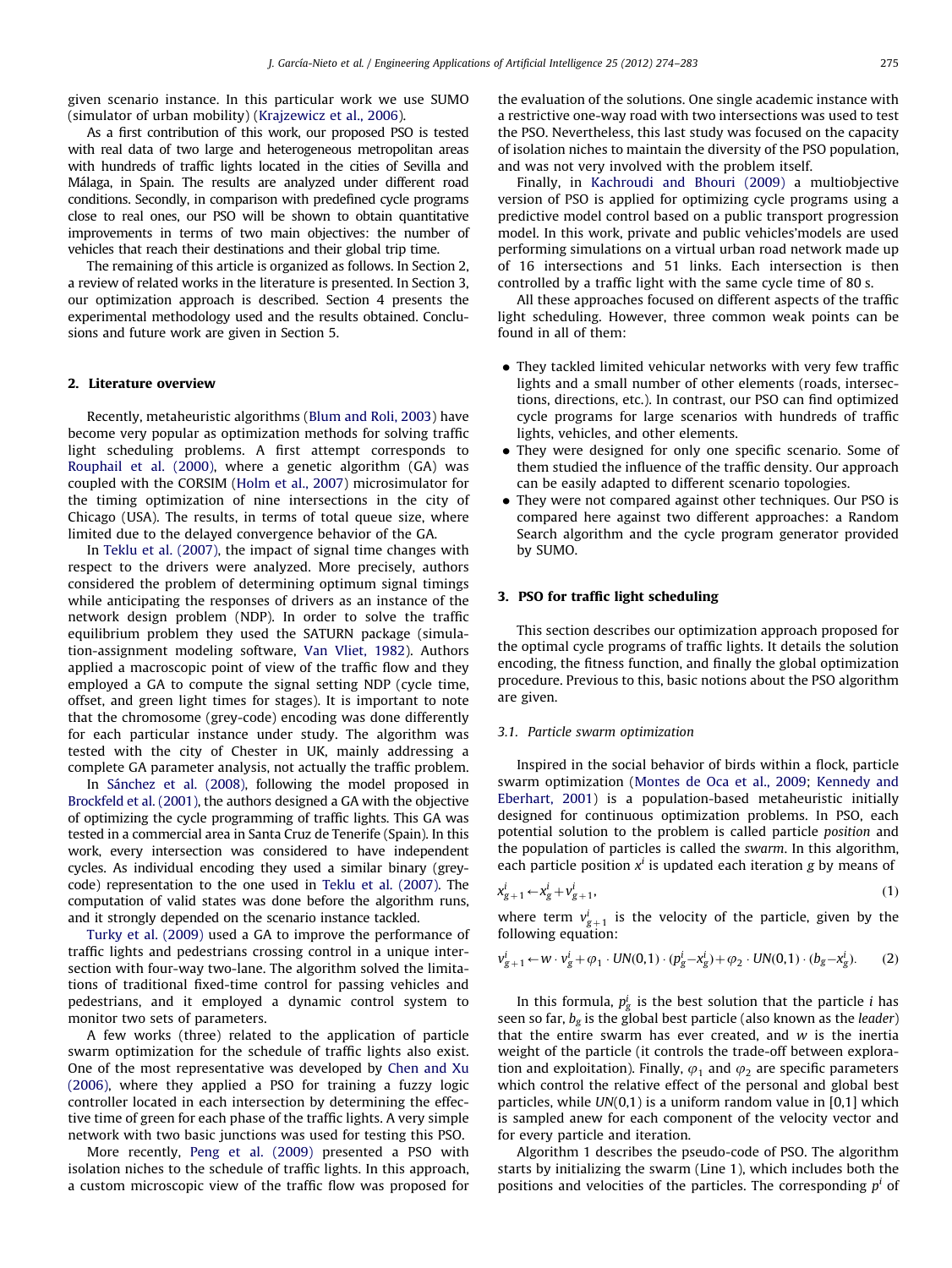given scenario instance. In this particular work we use SUMO (simulator of urban mobility) (Krajzewicz et al., 2006).

As a first contribution of this work, our proposed PSO is tested with real data of two large and heterogeneous metropolitan areas with hundreds of traffic lights located in the cities of Sevilla and Málaga, in Spain. The results are analyzed under different road conditions. Secondly, in comparison with predefined cycle programs close to real ones, our PSO will be shown to obtain quantitative improvements in terms of two main objectives: the number of vehicles that reach their destinations and their global trip time.

The remaining of this article is organized as follows. In Section 2, a review of related works in the literature is presented. In Section 3, our optimization approach is described. Section 4 presents the experimental methodology used and the results obtained. Conclusions and future work are given in Section 5.

## 2. Literature overview

Recently, metaheuristic algorithms (Blum and Roli, 2003) have become very popular as optimization methods for solving traffic light scheduling problems. A first attempt corresponds to Rouphail et al. (2000), where a genetic algorithm (GA) was coupled with the CORSIM (Holm et al., 2007) microsimulator for the timing optimization of nine intersections in the city of Chicago (USA). The results, in terms of total queue size, where limited due to the delayed convergence behavior of the GA.

In Teklu et al. (2007), the impact of signal time changes with respect to the drivers were analyzed. More precisely, authors considered the problem of determining optimum signal timings while anticipating the responses of drivers as an instance of the network design problem (NDP). In order to solve the traffic equilibrium problem they used the SATURN package (simulation-assignment modeling software, Van Vliet, 1982). Authors applied a macroscopic point of view of the traffic flow and they employed a GA to compute the signal setting NDP (cycle time, offset, and green light times for stages). It is important to note that the chromosome (grey-code) encoding was done differently for each particular instance under study. The algorithm was tested with the city of Chester in UK, mainly addressing a complete GA parameter analysis, not actually the traffic problem.

In Sánchez et al. (2008), following the model proposed in Brockfeld et al. (2001), the authors designed a GA with the objective of optimizing the cycle programming of traffic lights. This GA was tested in a commercial area in Santa Cruz de Tenerife (Spain). In this work, every intersection was considered to have independent cycles. As individual encoding they used a similar binary (grey-code) representation to the one used in Teklu et al. (2007). The computation of valid states was done before the algorithm runs, and it strongly depended on the scenario instance tackled.

Turky et al. (2009) used a GA to improve the performance of traffic lights and pedestrians crossing control in a unique intersection with four-way two-lane. The algorithm solved the limitations of traditional fixed-time control for passing vehicles and pedestrians, and it employed a dynamic control system to monitor two sets of parameters.

A few works (three) related to the application of particle swarm optimization for the schedule of traffic lights also exist. One of the most representative was developed by Chen and Xu (2006), where they applied a PSO for training a fuzzy logic controller located in each intersection by determining the effective time of green for each phase of the traffic lights. A very simple network with two basic junctions was used for testing this PSO.

More recently, Peng et al. (2009) presented a PSO with isolation niches to the schedule of traffic lights. In this approach, a custom microscopic view of the traffic flow was proposed for the evaluation of the solutions. One single academic instance with a restrictive one-way road with two intersections was used to test the PSO. Nevertheless, this last study was focused on the capacity of isolation niches to maintain the diversity of the PSO population, and was not very involved with the problem itself.

Finally, in Kachroudi and Bhouri (2009) a multiobjective version of PSO is applied for optimizing cycle programs using a predictive model control based on a public transport progression model. In this work, private and public vehicles'models are used performing simulations on a virtual urban road network made up of 16 intersections and 51 links. Each intersection is then controlled by a traffic light with the same cycle time of 80 s.

All these approaches focused on different aspects of the traffic light scheduling. However, three common weak points can be found in all of them:

- They tackled limited vehicular networks with very few traffic lights and a small number of other elements (roads, intersections, directions, etc.). In contrast, our PSO can find optimized cycle programs for large scenarios with hundreds of traffic lights, vehicles, and other elements.
- They were designed for only one specific scenario. Some of them studied the influence of the traffic density. Our approach can be easily adapted to different scenario topologies.
- They were not compared against other techniques. Our PSO is compared here against two different approaches: a Random Search algorithm and the cycle program generator provided by SUMO.

## 3. PSO for traffic light scheduling

This section describes our optimization approach proposed for the optimal cycle programs of traffic lights. It details the solution encoding, the fitness function, and finally the global optimization procedure. Previous to this, basic notions about the PSO algorithm are given.

### 3.1. Particle swarm optimization

Inspired in the social behavior of birds within a flock, particle swarm optimization (Montes de Oca et al., 2009; Kennedy and Eberhart, 2001) is a population-based metaheuristic initially designed for continuous optimization problems. In PSO, each potential solution to the problem is called particle *position* and the population of particles is called the *swarm*. In this algorithm, each particle position $x^i$ is updated each iteration $g$ by means of

$$x^i_{g+1} \leftarrow x^i_g + v^i_{g+1}, \tag{1}$$

where term $v^i_{g+1}$ is the velocity of the particle, given by the following equation:

$$v^i_{g+1} \leftarrow w \cdot v^i_g + \varphi_1 \cdot UN(0,1) \cdot (p^i_g - x^i_g) + \varphi_2 \cdot UN(0,1) \cdot (b_g - x^i_g). \tag{2}$$

In this formula, $p^i_g$ is the best solution that the particle $i$ has seen so far, $b_g$ is the global best particle (also known as the *leader*) that the entire swarm has ever created, and $w$ is the inertia weight of the particle (it controls the trade-off between exploration and exploitation). Finally, $\varphi_1$ and $\varphi_2$ are specific parameters which control the relative effect of the personal and global best particles, while $UN(0,1)$ is a uniform random value in [0,1] which is sampled anew for each component of the velocity vector and for every particle and iteration.

Algorithm 1 describes the pseudo-code of PSO. The algorithm starts by initializing the swarm (Line 1), which includes both the positions and velocities of the particles. The corresponding $p^i$ of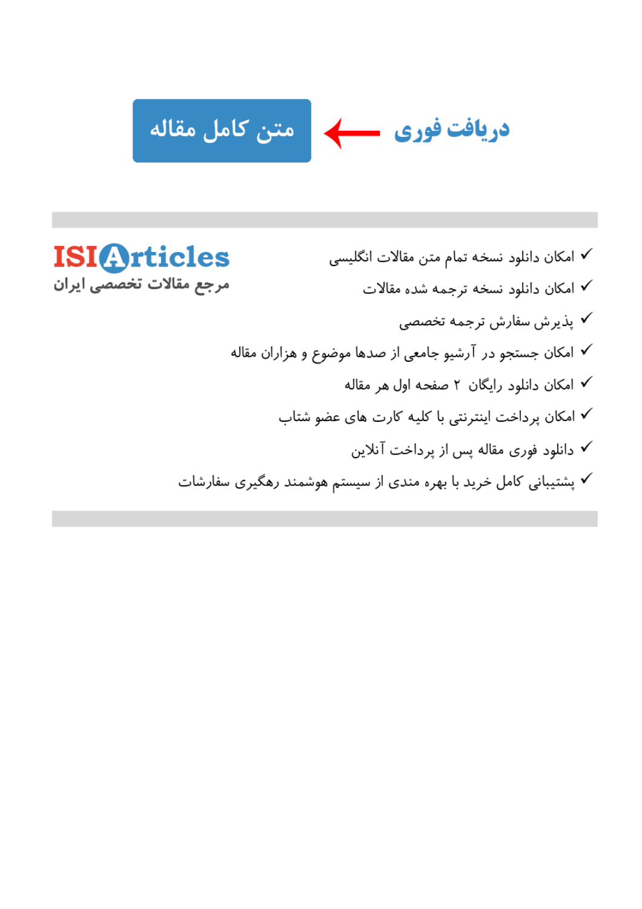دریافت فوری ← **متن کامل مقاله**

**ISIArticles**
مرجع مقالات تخصصی ایران

- ✓ امکان دانلود نسخه تمام متن مقالات انگلیسی
- ✓ امکان دانلود نسخه ترجمه شده مقالات
- ✓ پذیرش سفارش ترجمه تخصصی
- ✓ امکان جستجو در آرشیو جامعی از صدها موضوع و هزاران مقاله
- ✓ امکان دانلود رایگان ۲ صفحه اول هر مقاله
- ✓ امکان پرداخت اینترنتی با کلیه کارت های عضو شتاب
- ✓ دانلود فوری مقاله پس از پرداخت آنلاین
- ✓ پشتیبانی کامل خرید با بهره مندی از سیستم هوشمند رهگیری سفارشات